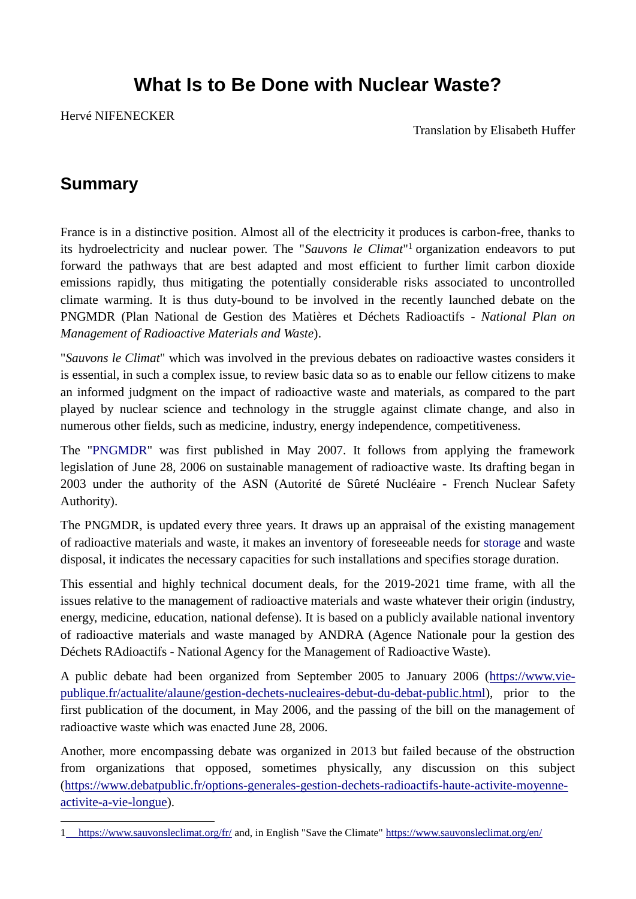# What Is to Be Done with Nuclear Waste?

Hervé NIFENECKER

Translation by Elisabeth Huffer

## Summary

France is in a distinctive position. Almost all of the electricity it produces is carbon-free, thanks to its hydroelectricity and nuclear power. The "*Sauvons le Climat*"[1] organization endeavors to put forward the pathways that are best adapted and most efficient to further limit carbon dioxide emissions rapidly, thus mitigating the potentially considerable risks associated to uncontrolled climate warming. It is thus duty-bound to be involved in the recently launched debate on the PNGMDR (Plan National de Gestion des Matières et Déchets Radioactifs - *National Plan on Management of Radioactive Materials and Waste*).

"*Sauvons le Climat*" which was involved in the previous debates on radioactive wastes considers it is essential, in such a complex issue, to review basic data so as to enable our fellow citizens to make an informed judgment on the impact of radioactive waste and materials, as compared to the part played by nuclear science and technology in the struggle against climate change, and also in numerous other fields, such as medicine, industry, energy independence, competitiveness.

The "PNGMDR" was first published in May 2007. It follows from applying the framework legislation of June 28, 2006 on sustainable management of radioactive waste. Its drafting began in 2003 under the authority of the ASN (Autorité de Sûreté Nucléaire - French Nuclear Safety Authority).

The PNGMDR, is updated every three years. It draws up an appraisal of the existing management of radioactive materials and waste, it makes an inventory of foreseeable needs for storage and waste disposal, it indicates the necessary capacities for such installations and specifies storage duration.

This essential and highly technical document deals, for the 2019-2021 time frame, with all the issues relative to the management of radioactive materials and waste whatever their origin (industry, energy, medicine, education, national defense). It is based on a publicly available national inventory of radioactive materials and waste managed by ANDRA (Agence Nationale pour la gestion des Déchets RAdioactifs - National Agency for the Management of Radioactive Waste).

A public debate had been organized from September 2005 to January 2006 (https://www.vie-publique.fr/actualite/alaune/gestion-dechets-nucleaires-debut-du-debat-public.html), prior to the first publication of the document, in May 2006, and the passing of the bill on the management of radioactive waste which was enacted June 28, 2006.

Another, more encompassing debate was organized in 2013 but failed because of the obstruction from organizations that opposed, sometimes physically, any discussion on this subject (https://www.debatpublic.fr/options-generales-gestion-dechets-radioactifs-haute-activite-moyenne-activite-a-vie-longue).

---

[1] https://www.sauvonsleclimat.org/fr/ and, in English "Save the Climate" https://www.sauvonsleclimat.org/en/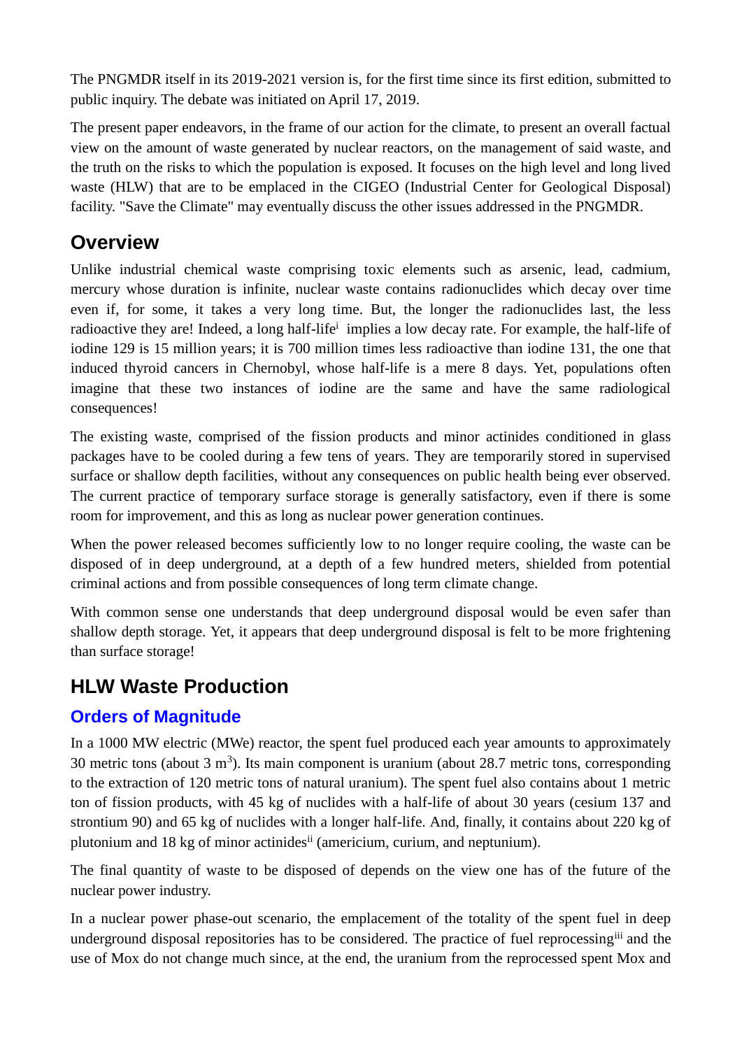The PNGMDR itself in its 2019-2021 version is, for the first time since its first edition, submitted to public inquiry. The debate was initiated on April 17, 2019.

The present paper endeavors, in the frame of our action for the climate, to present an overall factual view on the amount of waste generated by nuclear reactors, on the management of said waste, and the truth on the risks to which the population is exposed. It focuses on the high level and long lived waste (HLW) that are to be emplaced in the CIGEO (Industrial Center for Geological Disposal) facility. "Save the Climate" may eventually discuss the other issues addressed in the PNGMDR.

## Overview

Unlike industrial chemical waste comprising toxic elements such as arsenic, lead, cadmium, mercury whose duration is infinite, nuclear waste contains radionuclides which decay over time even if, for some, it takes a very long time. But, the longer the radionuclides last, the less radioactive they are! Indeed, a long half-life[i] implies a low decay rate. For example, the half-life of iodine 129 is 15 million years; it is 700 million times less radioactive than iodine 131, the one that induced thyroid cancers in Chernobyl, whose half-life is a mere 8 days. Yet, populations often imagine that these two instances of iodine are the same and have the same radiological consequences!

The existing waste, comprised of the fission products and minor actinides conditioned in glass packages have to be cooled during a few tens of years. They are temporarily stored in supervised surface or shallow depth facilities, without any consequences on public health being ever observed. The current practice of temporary surface storage is generally satisfactory, even if there is some room for improvement, and this as long as nuclear power generation continues.

When the power released becomes sufficiently low to no longer require cooling, the waste can be disposed of in deep underground, at a depth of a few hundred meters, shielded from potential criminal actions and from possible consequences of long term climate change.

With common sense one understands that deep underground disposal would be even safer than shallow depth storage. Yet, it appears that deep underground disposal is felt to be more frightening than surface storage!

## HLW Waste Production

### Orders of Magnitude

In a 1000 MW electric (MWe) reactor, the spent fuel produced each year amounts to approximately 30 metric tons (about 3 m$^3$). Its main component is uranium (about 28.7 metric tons, corresponding to the extraction of 120 metric tons of natural uranium). The spent fuel also contains about 1 metric ton of fission products, with 45 kg of nuclides with a half-life of about 30 years (cesium 137 and strontium 90) and 65 kg of nuclides with a longer half-life. And, finally, it contains about 220 kg of plutonium and 18 kg of minor actinides[ii] (americium, curium, and neptunium).

The final quantity of waste to be disposed of depends on the view one has of the future of the nuclear power industry.

In a nuclear power phase-out scenario, the emplacement of the totality of the spent fuel in deep underground disposal repositories has to be considered. The practice of fuel reprocessing[iii] and the use of Mox do not change much since, at the end, the uranium from the reprocessed spent Mox and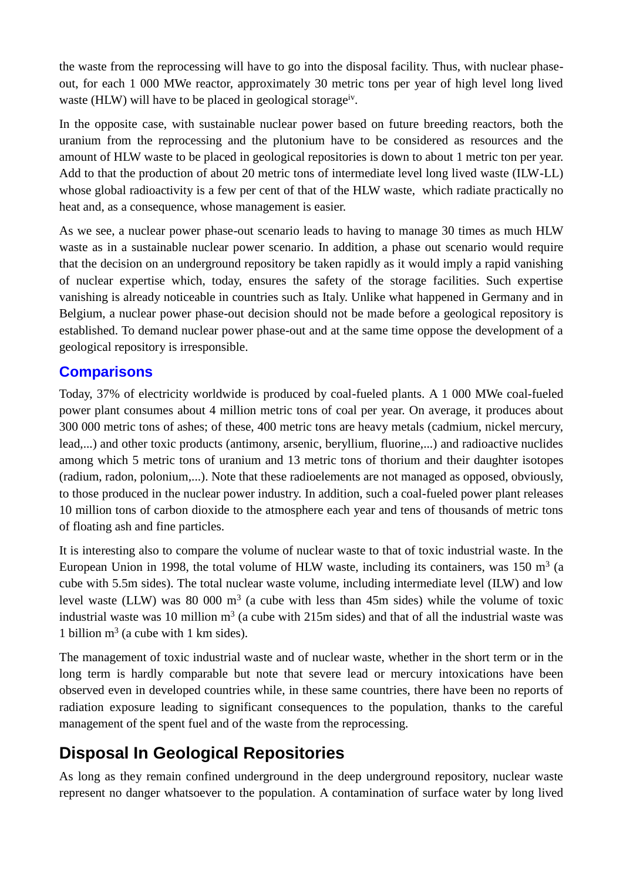the waste from the reprocessing will have to go into the disposal facility. Thus, with nuclear phase-out, for each 1 000 MWe reactor, approximately 30 metric tons per year of high level long lived waste (HLW) will have to be placed in geological storage[iv].

In the opposite case, with sustainable nuclear power based on future breeding reactors, both the uranium from the reprocessing and the plutonium have to be considered as resources and the amount of HLW waste to be placed in geological repositories is down to about 1 metric ton per year. Add to that the production of about 20 metric tons of intermediate level long lived waste (ILW-LL) whose global radioactivity is a few per cent of that of the HLW waste, which radiate practically no heat and, as a consequence, whose management is easier.

As we see, a nuclear power phase-out scenario leads to having to manage 30 times as much HLW waste as in a sustainable nuclear power scenario. In addition, a phase out scenario would require that the decision on an underground repository be taken rapidly as it would imply a rapid vanishing of nuclear expertise which, today, ensures the safety of the storage facilities. Such expertise vanishing is already noticeable in countries such as Italy. Unlike what happened in Germany and in Belgium, a nuclear power phase-out decision should not be made before a geological repository is established. To demand nuclear power phase-out and at the same time oppose the development of a geological repository is irresponsible.

### Comparisons

Today, 37% of electricity worldwide is produced by coal-fueled plants. A 1 000 MWe coal-fueled power plant consumes about 4 million metric tons of coal per year. On average, it produces about 300 000 metric tons of ashes; of these, 400 metric tons are heavy metals (cadmium, nickel mercury, lead,...) and other toxic products (antimony, arsenic, beryllium, fluorine,...) and radioactive nuclides among which 5 metric tons of uranium and 13 metric tons of thorium and their daughter isotopes (radium, radon, polonium,...). Note that these radioelements are not managed as opposed, obviously, to those produced in the nuclear power industry. In addition, such a coal-fueled power plant releases 10 million tons of carbon dioxide to the atmosphere each year and tens of thousands of metric tons of floating ash and fine particles.

It is interesting also to compare the volume of nuclear waste to that of toxic industrial waste. In the European Union in 1998, the total volume of HLW waste, including its containers, was 150 $m^3$ (a cube with 5.5m sides). The total nuclear waste volume, including intermediate level (ILW) and low level waste (LLW) was 80 000 $m^3$ (a cube with less than 45m sides) while the volume of toxic industrial waste was 10 million $m^3$ (a cube with 215m sides) and that of all the industrial waste was 1 billion $m^3$ (a cube with 1 km sides).

The management of toxic industrial waste and of nuclear waste, whether in the short term or in the long term is hardly comparable but note that severe lead or mercury intoxications have been observed even in developed countries while, in these same countries, there have been no reports of radiation exposure leading to significant consequences to the population, thanks to the careful management of the spent fuel and of the waste from the reprocessing.

## Disposal In Geological Repositories

As long as they remain confined underground in the deep underground repository, nuclear waste represent no danger whatsoever to the population. A contamination of surface water by long lived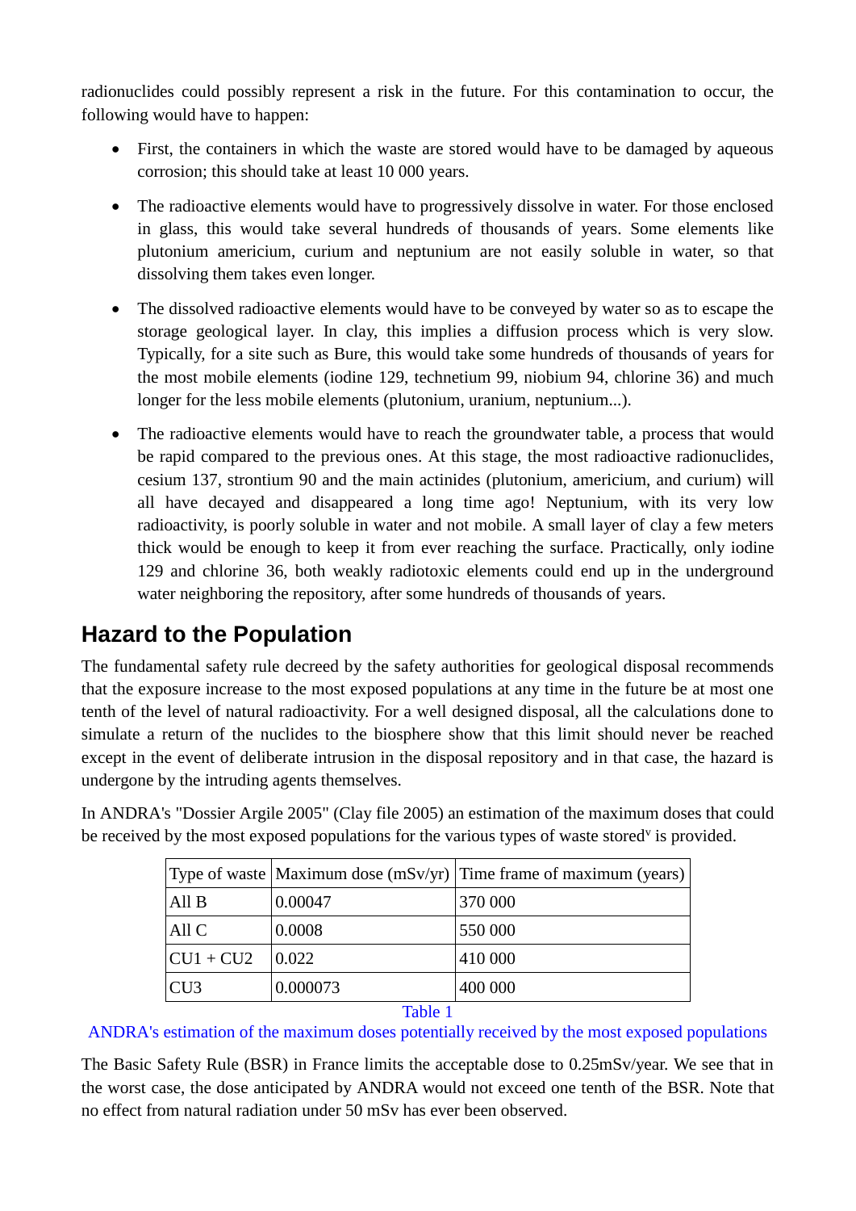radionuclides could possibly represent a risk in the future. For this contamination to occur, the following would have to happen:

- First, the containers in which the waste are stored would have to be damaged by aqueous corrosion; this should take at least 10 000 years.
- The radioactive elements would have to progressively dissolve in water. For those enclosed in glass, this would take several hundreds of thousands of years. Some elements like plutonium americium, curium and neptunium are not easily soluble in water, so that dissolving them takes even longer.
- The dissolved radioactive elements would have to be conveyed by water so as to escape the storage geological layer. In clay, this implies a diffusion process which is very slow. Typically, for a site such as Bure, this would take some hundreds of thousands of years for the most mobile elements (iodine 129, technetium 99, niobium 94, chlorine 36) and much longer for the less mobile elements (plutonium, uranium, neptunium...).
- The radioactive elements would have to reach the groundwater table, a process that would be rapid compared to the previous ones. At this stage, the most radioactive radionuclides, cesium 137, strontium 90 and the main actinides (plutonium, americium, and curium) will all have decayed and disappeared a long time ago! Neptunium, with its very low radioactivity, is poorly soluble in water and not mobile. A small layer of clay a few meters thick would be enough to keep it from ever reaching the surface. Practically, only iodine 129 and chlorine 36, both weakly radiotoxic elements could end up in the underground water neighboring the repository, after some hundreds of thousands of years.

## Hazard to the Population

The fundamental safety rule decreed by the safety authorities for geological disposal recommends that the exposure increase to the most exposed populations at any time in the future be at most one tenth of the level of natural radioactivity. For a well designed disposal, all the calculations done to simulate a return of the nuclides to the biosphere show that this limit should never be reached except in the event of deliberate intrusion in the disposal repository and in that case, the hazard is undergone by the intruding agents themselves.

In ANDRA's "Dossier Argile 2005" (Clay file 2005) an estimation of the maximum doses that could be received by the most exposed populations for the various types of waste stored[v] is provided.

| Type of waste | Maximum dose (mSv/yr) | Time frame of maximum (years) |
|---|---|---|
| All B | 0.00047 | 370 000 |
| All C | 0.0008 | 550 000 |
| CU1 + CU2 | 0.022 | 410 000 |
| CU3 | 0.000073 | 400 000 |

Table 1

ANDRA's estimation of the maximum doses potentially received by the most exposed populations

The Basic Safety Rule (BSR) in France limits the acceptable dose to 0.25mSv/year. We see that in the worst case, the dose anticipated by ANDRA would not exceed one tenth of the BSR. Note that no effect from natural radiation under 50 mSv has ever been observed.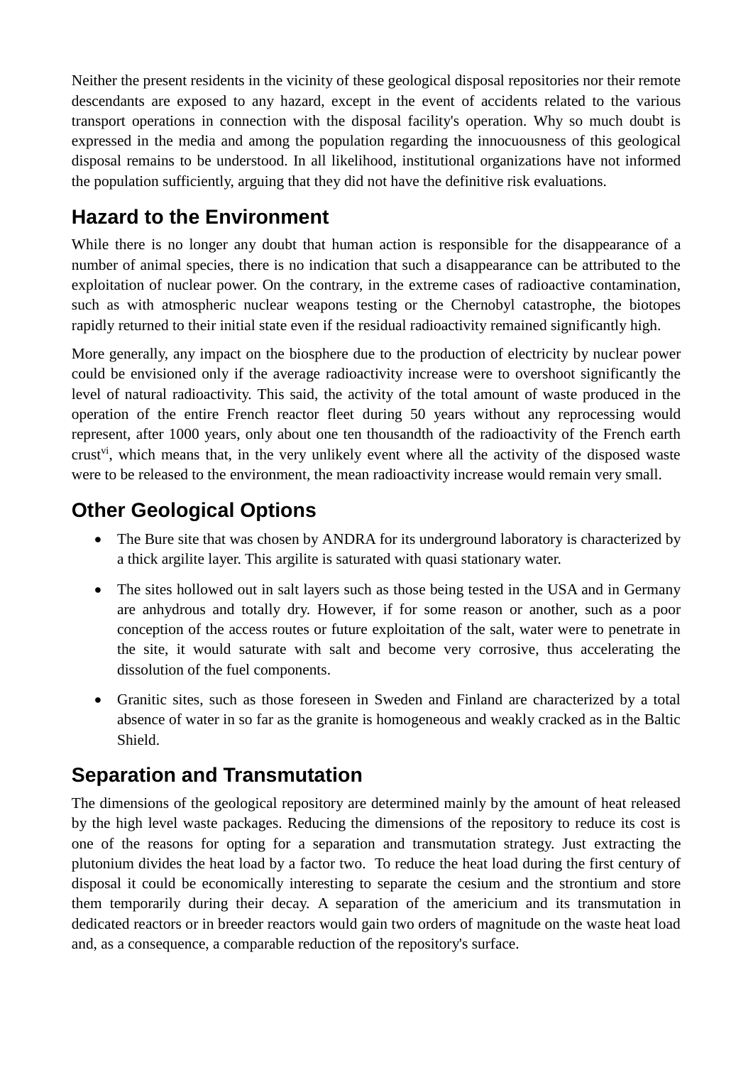Neither the present residents in the vicinity of these geological disposal repositories nor their remote descendants are exposed to any hazard, except in the event of accidents related to the various transport operations in connection with the disposal facility's operation. Why so much doubt is expressed in the media and among the population regarding the innocuousness of this geological disposal remains to be understood. In all likelihood, institutional organizations have not informed the population sufficiently, arguing that they did not have the definitive risk evaluations.

## Hazard to the Environment

While there is no longer any doubt that human action is responsible for the disappearance of a number of animal species, there is no indication that such a disappearance can be attributed to the exploitation of nuclear power. On the contrary, in the extreme cases of radioactive contamination, such as with atmospheric nuclear weapons testing or the Chernobyl catastrophe, the biotopes rapidly returned to their initial state even if the residual radioactivity remained significantly high.

More generally, any impact on the biosphere due to the production of electricity by nuclear power could be envisioned only if the average radioactivity increase were to overshoot significantly the level of natural radioactivity. This said, the activity of the total amount of waste produced in the operation of the entire French reactor fleet during 50 years without any reprocessing would represent, after 1000 years, only about one ten thousandth of the radioactivity of the French earth crust[vi], which means that, in the very unlikely event where all the activity of the disposed waste were to be released to the environment, the mean radioactivity increase would remain very small.

## Other Geological Options

- The Bure site that was chosen by ANDRA for its underground laboratory is characterized by a thick argilite layer. This argilite is saturated with quasi stationary water.
- The sites hollowed out in salt layers such as those being tested in the USA and in Germany are anhydrous and totally dry. However, if for some reason or another, such as a poor conception of the access routes or future exploitation of the salt, water were to penetrate in the site, it would saturate with salt and become very corrosive, thus accelerating the dissolution of the fuel components.
- Granitic sites, such as those foreseen in Sweden and Finland are characterized by a total absence of water in so far as the granite is homogeneous and weakly cracked as in the Baltic Shield.

## Separation and Transmutation

The dimensions of the geological repository are determined mainly by the amount of heat released by the high level waste packages. Reducing the dimensions of the repository to reduce its cost is one of the reasons for opting for a separation and transmutation strategy. Just extracting the plutonium divides the heat load by a factor two. To reduce the heat load during the first century of disposal it could be economically interesting to separate the cesium and the strontium and store them temporarily during their decay. A separation of the americium and its transmutation in dedicated reactors or in breeder reactors would gain two orders of magnitude on the waste heat load and, as a consequence, a comparable reduction of the repository's surface.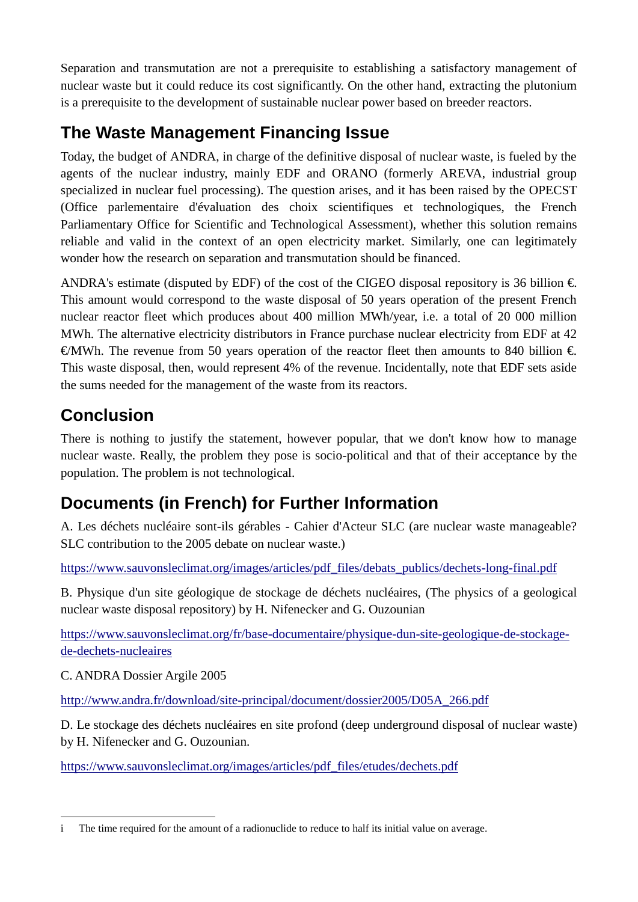Separation and transmutation are not a prerequisite to establishing a satisfactory management of nuclear waste but it could reduce its cost significantly. On the other hand, extracting the plutonium is a prerequisite to the development of sustainable nuclear power based on breeder reactors.

## The Waste Management Financing Issue

Today, the budget of ANDRA, in charge of the definitive disposal of nuclear waste, is fueled by the agents of the nuclear industry, mainly EDF and ORANO (formerly AREVA, industrial group specialized in nuclear fuel processing). The question arises, and it has been raised by the OPECST (Office parlementaire d'évaluation des choix scientifiques et technologiques, the French Parliamentary Office for Scientific and Technological Assessment), whether this solution remains reliable and valid in the context of an open electricity market. Similarly, one can legitimately wonder how the research on separation and transmutation should be financed.

ANDRA's estimate (disputed by EDF) of the cost of the CIGEO disposal repository is 36 billion €. This amount would correspond to the waste disposal of 50 years operation of the present French nuclear reactor fleet which produces about 400 million MWh/year, i.e. a total of 20 000 million MWh. The alternative electricity distributors in France purchase nuclear electricity from EDF at 42 €/MWh. The revenue from 50 years operation of the reactor fleet then amounts to 840 billion €. This waste disposal, then, would represent 4% of the revenue. Incidentally, note that EDF sets aside the sums needed for the management of the waste from its reactors.

## Conclusion

There is nothing to justify the statement, however popular, that we don't know how to manage nuclear waste. Really, the problem they pose is socio-political and that of their acceptance by the population. The problem is not technological.

## Documents (in French) for Further Information

A. Les déchets nucléaire sont-ils gérables - Cahier d'Acteur SLC (are nuclear waste manageable? SLC contribution to the 2005 debate on nuclear waste.)

https://www.sauvonsleclimat.org/images/articles/pdf_files/debats_publics/dechets-long-final.pdf

B. Physique d'un site géologique de stockage de déchets nucléaires, (The physics of a geological nuclear waste disposal repository) by H. Nifenecker and G. Ouzounian

https://www.sauvonsleclimat.org/fr/base-documentaire/physique-dun-site-geologique-de-stockage-de-dechets-nucleaires

C. ANDRA Dossier Argile 2005

http://www.andra.fr/download/site-principal/document/dossier2005/D05A_266.pdf

D. Le stockage des déchets nucléaires en site profond (deep underground disposal of nuclear waste) by H. Nifenecker and G. Ouzounian.

https://www.sauvonsleclimat.org/images/articles/pdf_files/etudes/dechets.pdf

---

i The time required for the amount of a radionuclide to reduce to half its initial value on average.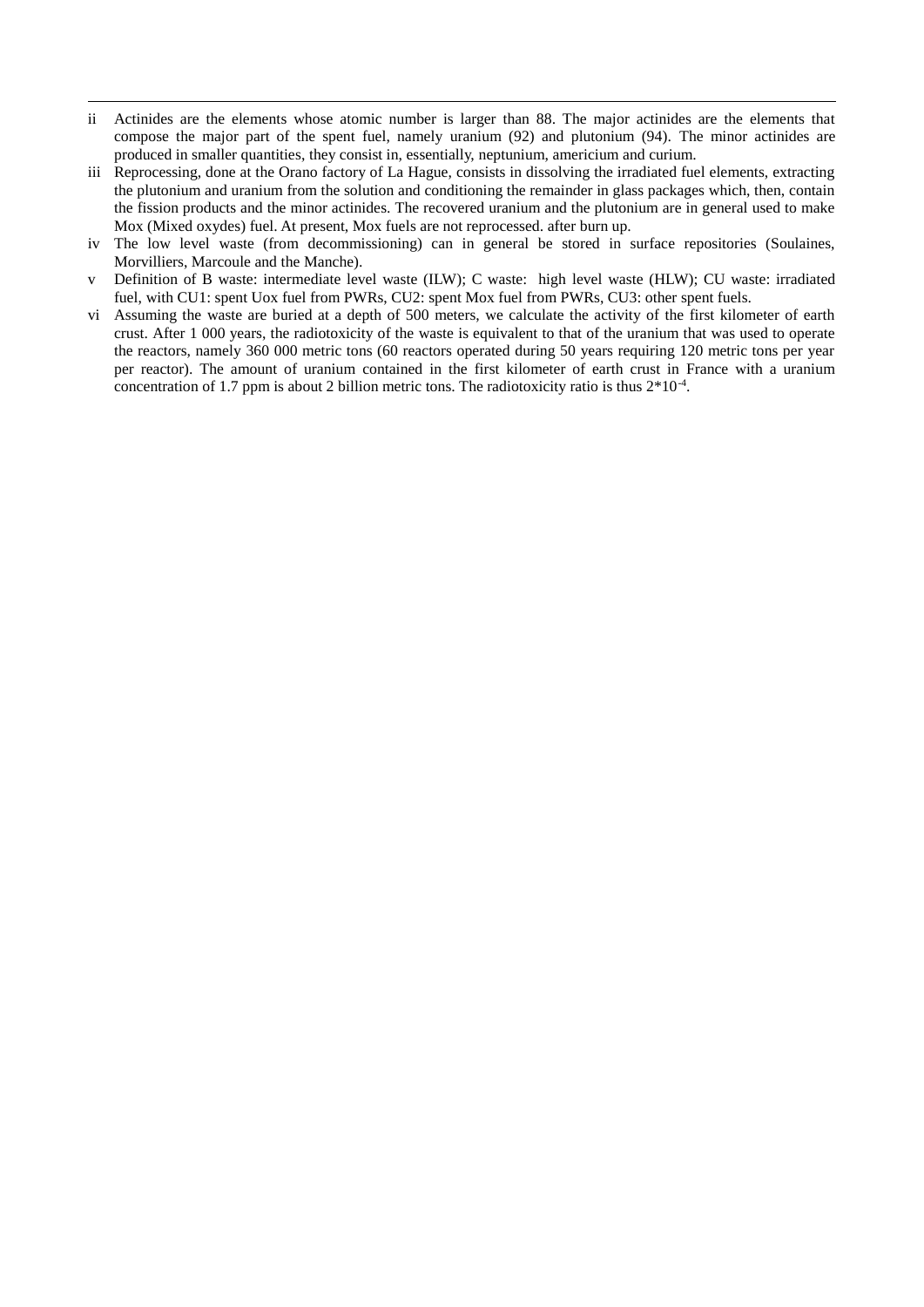ii Actinides are the elements whose atomic number is larger than 88. The major actinides are the elements that compose the major part of the spent fuel, namely uranium (92) and plutonium (94). The minor actinides are produced in smaller quantities, they consist in, essentially, neptunium, americium and curium.

iii Reprocessing, done at the Orano factory of La Hague, consists in dissolving the irradiated fuel elements, extracting the plutonium and uranium from the solution and conditioning the remainder in glass packages which, then, contain the fission products and the minor actinides. The recovered uranium and the plutonium are in general used to make Mox (Mixed oxydes) fuel. At present, Mox fuels are not reprocessed. after burn up.

iv The low level waste (from decommissioning) can in general be stored in surface repositories (Soulaines, Morvilliers, Marcoule and the Manche).

v Definition of B waste: intermediate level waste (ILW); C waste: high level waste (HLW); CU waste: irradiated fuel, with CU1: spent Uox fuel from PWRs, CU2: spent Mox fuel from PWRs, CU3: other spent fuels.

vi Assuming the waste are buried at a depth of 500 meters, we calculate the activity of the first kilometer of earth crust. After 1 000 years, the radiotoxicity of the waste is equivalent to that of the uranium that was used to operate the reactors, namely 360 000 metric tons (60 reactors operated during 50 years requiring 120 metric tons per year per reactor). The amount of uranium contained in the first kilometer of earth crust in France with a uranium concentration of 1.7 ppm is about 2 billion metric tons. The radiotoxicity ratio is thus $2*10^{-4}$.